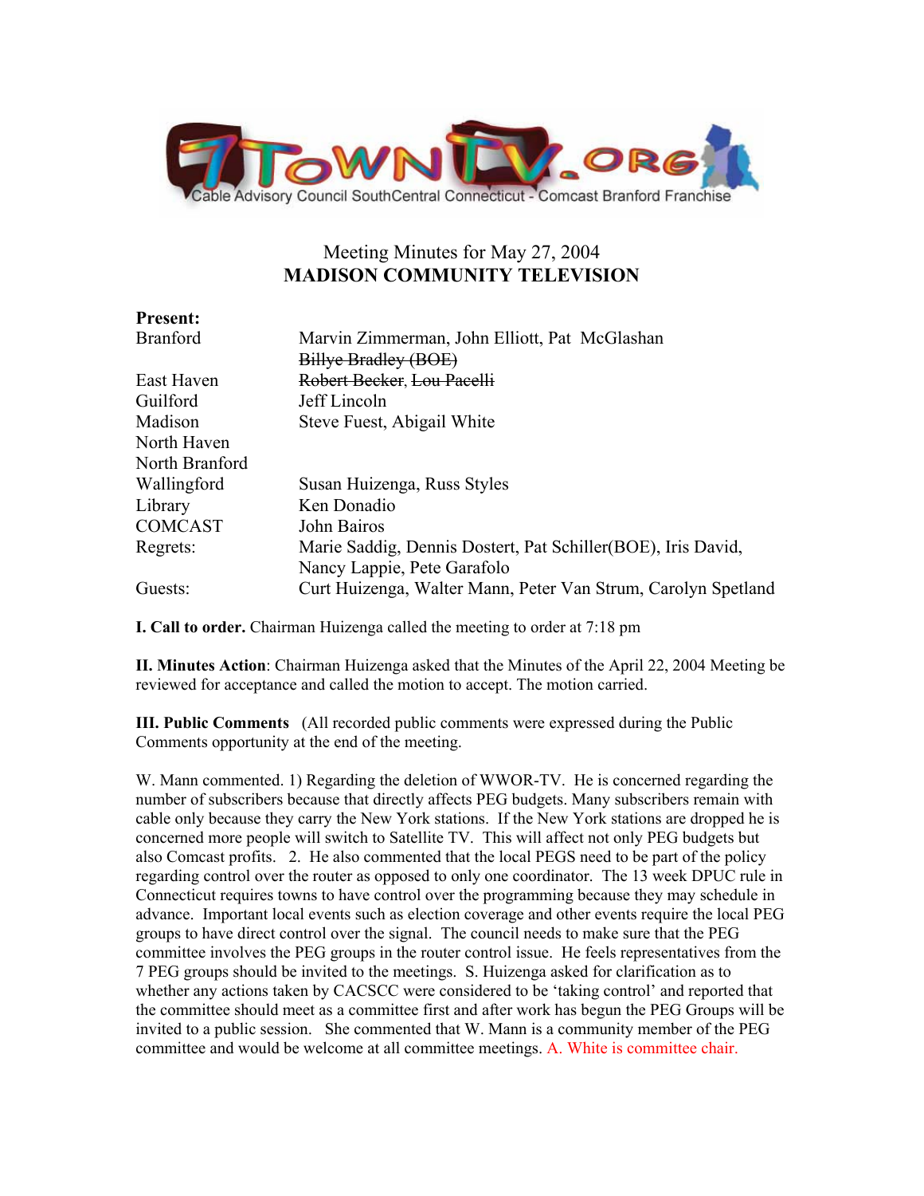7TownTV.org
Cable Advisory Council SouthCentral Connecticut - Comcast Branford Franchise

Meeting Minutes for May 27, 2004

**MADISON COMMUNITY TELEVISION**

**Present:**

| | |
|---|---|
| Branford | Marvin Zimmerman, John Elliott, Pat McGlashan<br>~~Billye Bradley (BOE)~~ |
| East Haven | ~~Robert Becker~~, ~~Lou Pacelli~~ |
| Guilford | Jeff Lincoln |
| Madison | Steve Fuest, Abigail White |
| North Haven | |
| North Branford | |
| Wallingford | Susan Huizenga, Russ Styles |
| Library | Ken Donadio |
| COMCAST | John Bairos |
| Regrets: | Marie Saddig, Dennis Dostert, Pat Schiller(BOE), Iris David, Nancy Lappie, Pete Garafolo |
| Guests: | Curt Huizenga, Walter Mann, Peter Van Strum, Carolyn Spetland |

**I. Call to order.** Chairman Huizenga called the meeting to order at 7:18 pm

**II. Minutes Action**: Chairman Huizenga asked that the Minutes of the April 22, 2004 Meeting be reviewed for acceptance and called the motion to accept. The motion carried.

**III. Public Comments** (All recorded public comments were expressed during the Public Comments opportunity at the end of the meeting.

W. Mann commented. 1) Regarding the deletion of WWOR-TV. He is concerned regarding the number of subscribers because that directly affects PEG budgets. Many subscribers remain with cable only because they carry the New York stations. If the New York stations are dropped he is concerned more people will switch to Satellite TV. This will affect not only PEG budgets but also Comcast profits. 2. He also commented that the local PEGS need to be part of the policy regarding control over the router as opposed to only one coordinator. The 13 week DPUC rule in Connecticut requires towns to have control over the programming because they may schedule in advance. Important local events such as election coverage and other events require the local PEG groups to have direct control over the signal. The council needs to make sure that the PEG committee involves the PEG groups in the router control issue. He feels representatives from the 7 PEG groups should be invited to the meetings. S. Huizenga asked for clarification as to whether any actions taken by CACSCC were considered to be 'taking control' and reported that the committee should meet as a committee first and after work has begun the PEG Groups will be invited to a public session. She commented that W. Mann is a community member of the PEG committee and would be welcome at all committee meetings. A. White is committee chair.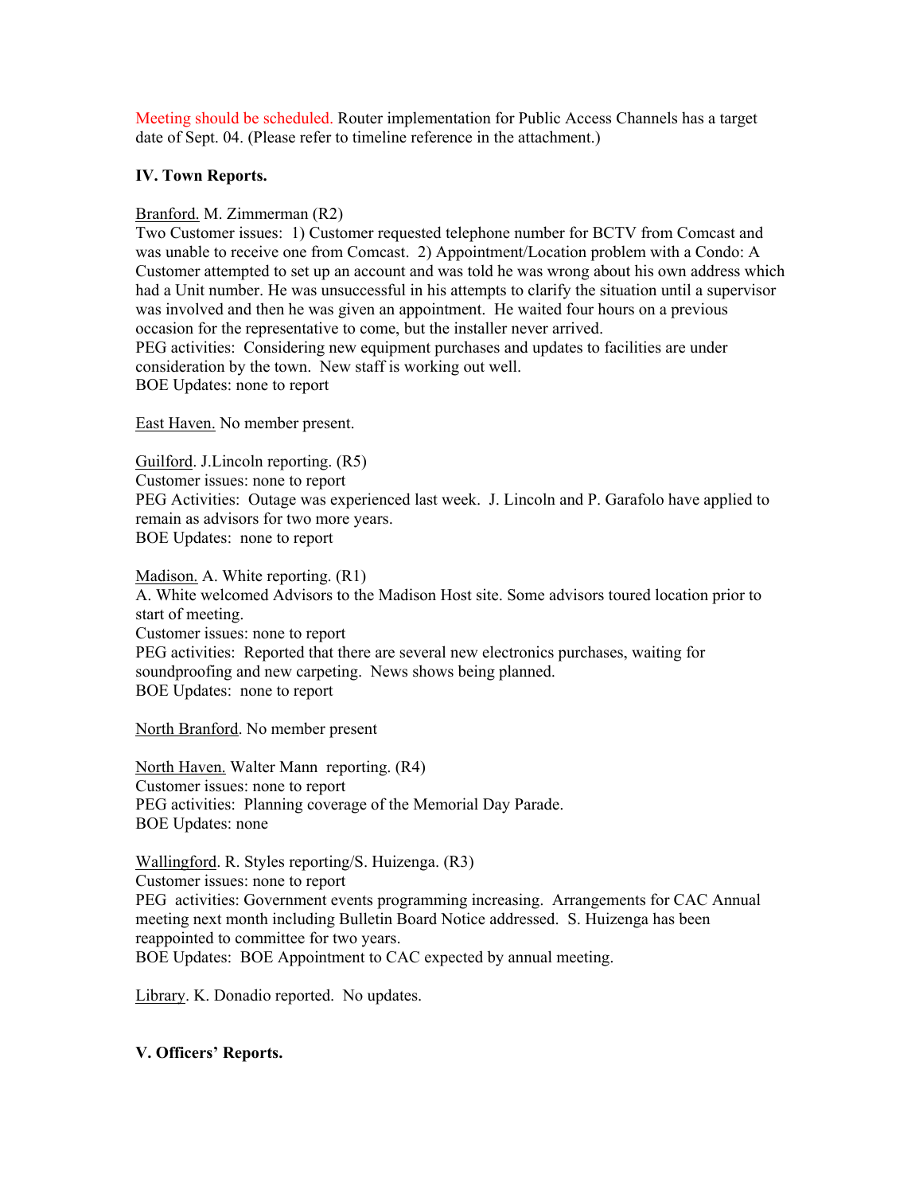Meeting should be scheduled. Router implementation for Public Access Channels has a target date of Sept. 04. (Please refer to timeline reference in the attachment.)

**IV. Town Reports.**

Branford. M. Zimmerman (R2)
Two Customer issues: 1) Customer requested telephone number for BCTV from Comcast and was unable to receive one from Comcast. 2) Appointment/Location problem with a Condo: A Customer attempted to set up an account and was told he was wrong about his own address which had a Unit number. He was unsuccessful in his attempts to clarify the situation until a supervisor was involved and then he was given an appointment. He waited four hours on a previous occasion for the representative to come, but the installer never arrived.
PEG activities: Considering new equipment purchases and updates to facilities are under consideration by the town. New staff is working out well.
BOE Updates: none to report

East Haven. No member present.

Guilford. J.Lincoln reporting. (R5)
Customer issues: none to report
PEG Activities: Outage was experienced last week. J. Lincoln and P. Garafolo have applied to remain as advisors for two more years.
BOE Updates: none to report

Madison. A. White reporting. (R1)
A. White welcomed Advisors to the Madison Host site. Some advisors toured location prior to start of meeting.
Customer issues: none to report
PEG activities: Reported that there are several new electronics purchases, waiting for soundproofing and new carpeting. News shows being planned.
BOE Updates: none to report

North Branford. No member present

North Haven. Walter Mann reporting. (R4)
Customer issues: none to report
PEG activities: Planning coverage of the Memorial Day Parade.
BOE Updates: none

Wallingford. R. Styles reporting/S. Huizenga. (R3)
Customer issues: none to report
PEG activities: Government events programming increasing. Arrangements for CAC Annual meeting next month including Bulletin Board Notice addressed. S. Huizenga has been reappointed to committee for two years.
BOE Updates: BOE Appointment to CAC expected by annual meeting.

Library. K. Donadio reported. No updates.

**V. Officers' Reports.**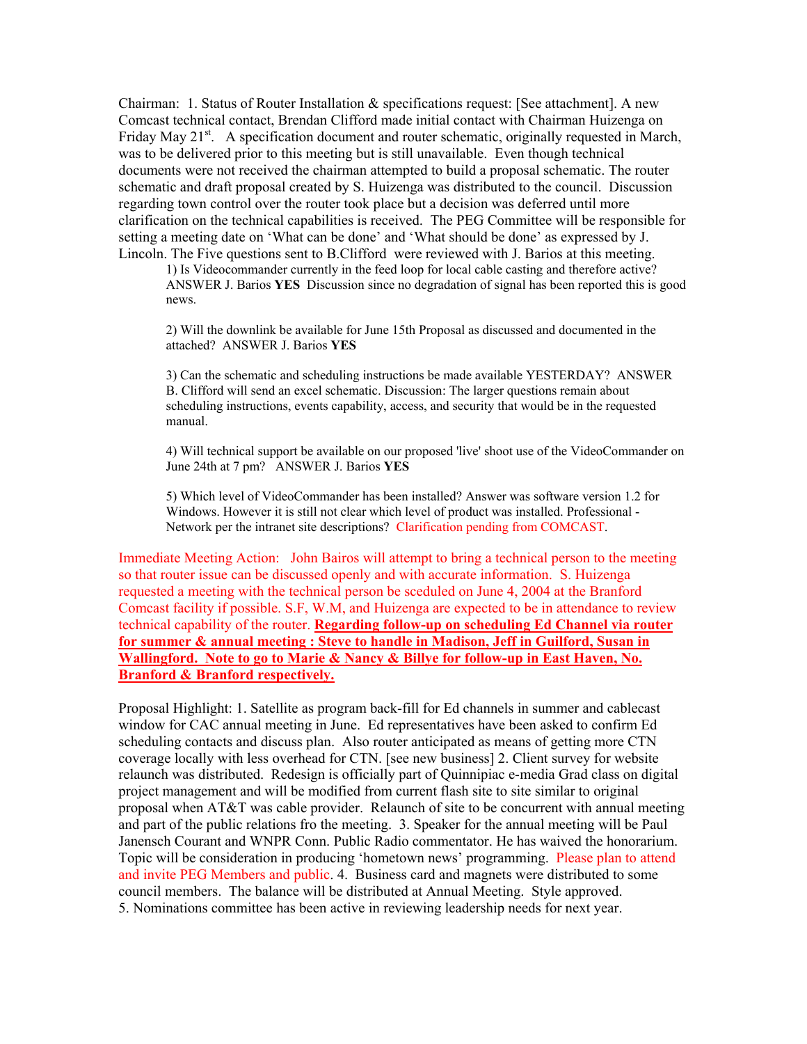Chairman: 1. Status of Router Installation & specifications request: [See attachment]. A new Comcast technical contact, Brendan Clifford made initial contact with Chairman Huizenga on Friday May 21st. A specification document and router schematic, originally requested in March, was to be delivered prior to this meeting but is still unavailable. Even though technical documents were not received the chairman attempted to build a proposal schematic. The router schematic and draft proposal created by S. Huizenga was distributed to the council. Discussion regarding town control over the router took place but a decision was deferred until more clarification on the technical capabilities is received. The PEG Committee will be responsible for setting a meeting date on 'What can be done' and 'What should be done' as expressed by J. Lincoln. The Five questions sent to B.Clifford were reviewed with J. Barios at this meeting.

> 1) Is Videocommander currently in the feed loop for local cable casting and therefore active? ANSWER J. Barios **YES** Discussion since no degradation of signal has been reported this is good news.
>
> 2) Will the downlink be available for June 15th Proposal as discussed and documented in the attached? ANSWER J. Barios **YES**
>
> 3) Can the schematic and scheduling instructions be made available YESTERDAY? ANSWER B. Clifford will send an excel schematic. Discussion: The larger questions remain about scheduling instructions, events capability, access, and security that would be in the requested manual.
>
> 4) Will technical support be available on our proposed 'live' shoot use of the VideoCommander on June 24th at 7 pm? ANSWER J. Barios **YES**
>
> 5) Which level of VideoCommander has been installed? Answer was software version 1.2 for Windows. However it is still not clear which level of product was installed. Professional - Network per the intranet site descriptions? Clarification pending from COMCAST.

Immediate Meeting Action: John Bairos will attempt to bring a technical person to the meeting so that router issue can be discussed openly and with accurate information. S. Huizenga requested a meeting with the technical person be sceduled on June 4, 2004 at the Branford Comcast facility if possible. S.F, W.M, and Huizenga are expected to be in attendance to review technical capability of the router. **Regarding follow-up on scheduling Ed Channel via router for summer & annual meeting : Steve to handle in Madison, Jeff in Guilford, Susan in Wallingford. Note to go to Marie & Nancy & Billye for follow-up in East Haven, No. Branford & Branford respectively.**

Proposal Highlight: 1. Satellite as program back-fill for Ed channels in summer and cablecast window for CAC annual meeting in June. Ed representatives have been asked to confirm Ed scheduling contacts and discuss plan. Also router anticipated as means of getting more CTN coverage locally with less overhead for CTN. [see new business] 2. Client survey for website relaunch was distributed. Redesign is officially part of Quinnipiac e-media Grad class on digital project management and will be modified from current flash site to site similar to original proposal when AT&T was cable provider. Relaunch of site to be concurrent with annual meeting and part of the public relations fro the meeting. 3. Speaker for the annual meeting will be Paul Janensch Courant and WNPR Conn. Public Radio commentator. He has waived the honorarium. Topic will be consideration in producing 'hometown news' programming. Please plan to attend and invite PEG Members and public. 4. Business card and magnets were distributed to some council members. The balance will be distributed at Annual Meeting. Style approved.
5. Nominations committee has been active in reviewing leadership needs for next year.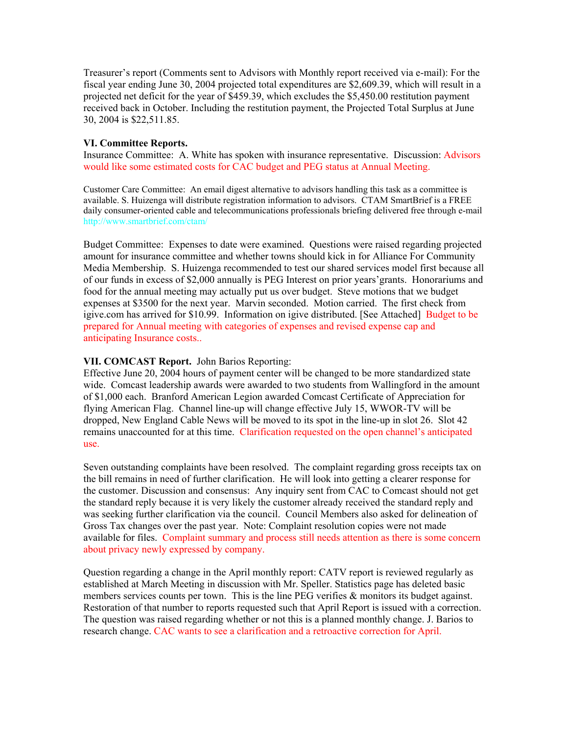Treasurer's report (Comments sent to Advisors with Monthly report received via e-mail): For the fiscal year ending June 30, 2004 projected total expenditures are $2,609.39, which will result in a projected net deficit for the year of $459.39, which excludes the $5,450.00 restitution payment received back in October. Including the restitution payment, the Projected Total Surplus at June 30, 2004 is $22,511.85.

**VI. Committee Reports.**

Insurance Committee: A. White has spoken with insurance representative. Discussion: Advisors would like some estimated costs for CAC budget and PEG status at Annual Meeting.

Customer Care Committee: An email digest alternative to advisors handling this task as a committee is available. S. Huizenga will distribute registration information to advisors. CTAM SmartBrief is a FREE daily consumer-oriented cable and telecommunications professionals briefing delivered free through e-mail http://www.smartbrief.com/ctam/

Budget Committee: Expenses to date were examined. Questions were raised regarding projected amount for insurance committee and whether towns should kick in for Alliance For Community Media Membership. S. Huizenga recommended to test our shared services model first because all of our funds in excess of $2,000 annually is PEG Interest on prior years' grants. Honorariums and food for the annual meeting may actually put us over budget. Steve motions that we budget expenses at $3500 for the next year. Marvin seconded. Motion carried. The first check from igive.com has arrived for $10.99. Information on igive distributed. [See Attached] Budget to be prepared for Annual meeting with categories of expenses and revised expense cap and anticipating Insurance costs..

**VII. COMCAST Report.** John Barios Reporting:

Effective June 20, 2004 hours of payment center will be changed to be more standardized state wide. Comcast leadership awards were awarded to two students from Wallingford in the amount of $1,000 each. Branford American Legion awarded Comcast Certificate of Appreciation for flying American Flag. Channel line-up will change effective July 15, WWOR-TV will be dropped, New England Cable News will be moved to its spot in the line-up in slot 26. Slot 42 remains unaccounted for at this time. Clarification requested on the open channel's anticipated use.

Seven outstanding complaints have been resolved. The complaint regarding gross receipts tax on the bill remains in need of further clarification. He will look into getting a clearer response for the customer. Discussion and consensus: Any inquiry sent from CAC to Comcast should not get the standard reply because it is very likely the customer already received the standard reply and was seeking further clarification via the council. Council Members also asked for delineation of Gross Tax changes over the past year. Note: Complaint resolution copies were not made available for files. Complaint summary and process still needs attention as there is some concern about privacy newly expressed by company.

Question regarding a change in the April monthly report: CATV report is reviewed regularly as established at March Meeting in discussion with Mr. Speller. Statistics page has deleted basic members services counts per town. This is the line PEG verifies & monitors its budget against. Restoration of that number to reports requested such that April Report is issued with a correction. The question was raised regarding whether or not this is a planned monthly change. J. Barios to research change. CAC wants to see a clarification and a retroactive correction for April.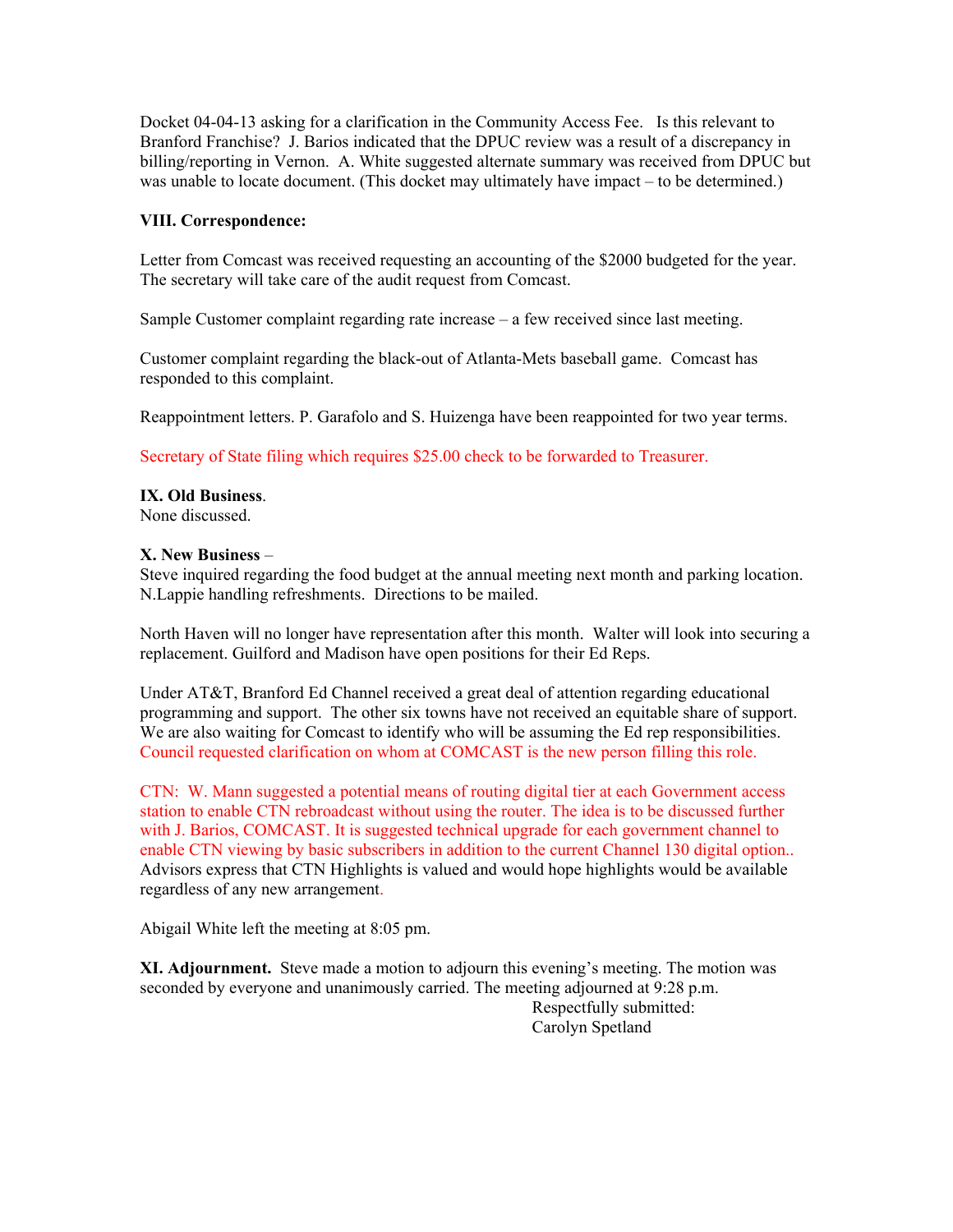Docket 04-04-13 asking for a clarification in the Community Access Fee. Is this relevant to Branford Franchise? J. Barios indicated that the DPUC review was a result of a discrepancy in billing/reporting in Vernon. A. White suggested alternate summary was received from DPUC but was unable to locate document. (This docket may ultimately have impact – to be determined.)

**VIII. Correspondence:**

Letter from Comcast was received requesting an accounting of the $2000 budgeted for the year. The secretary will take care of the audit request from Comcast.

Sample Customer complaint regarding rate increase – a few received since last meeting.

Customer complaint regarding the black-out of Atlanta-Mets baseball game. Comcast has responded to this complaint.

Reappointment letters. P. Garafolo and S. Huizenga have been reappointed for two year terms.

Secretary of State filing which requires $25.00 check to be forwarded to Treasurer.

**IX. Old Business**.
None discussed.

**X. New Business** –
Steve inquired regarding the food budget at the annual meeting next month and parking location. N.Lappie handling refreshments. Directions to be mailed.

North Haven will no longer have representation after this month. Walter will look into securing a replacement. Guilford and Madison have open positions for their Ed Reps.

Under AT&T, Branford Ed Channel received a great deal of attention regarding educational programming and support. The other six towns have not received an equitable share of support. We are also waiting for Comcast to identify who will be assuming the Ed rep responsibilities. Council requested clarification on whom at COMCAST is the new person filling this role.

CTN: W. Mann suggested a potential means of routing digital tier at each Government access station to enable CTN rebroadcast without using the router. The idea is to be discussed further with J. Barios, COMCAST. It is suggested technical upgrade for each government channel to enable CTN viewing by basic subscribers in addition to the current Channel 130 digital option.. Advisors express that CTN Highlights is valued and would hope highlights would be available regardless of any new arrangement.

Abigail White left the meeting at 8:05 pm.

**XI. Adjournment.** Steve made a motion to adjourn this evening's meeting. The motion was seconded by everyone and unanimously carried. The meeting adjourned at 9:28 p.m.

Respectfully submitted:
Carolyn Spetland